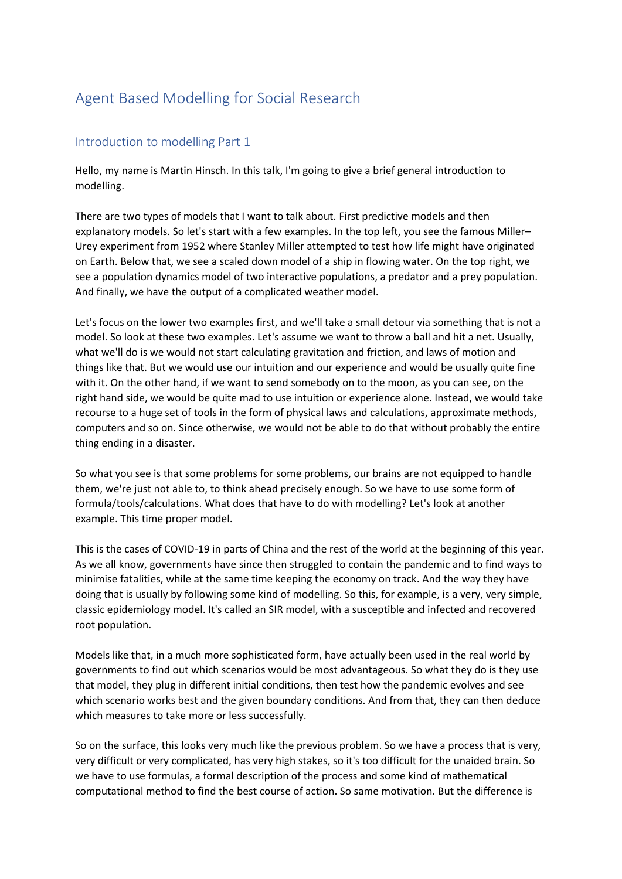# Agent Based Modelling for Social Research

## Introduction to modelling Part 1

Hello, my name is Martin Hinsch. In this talk, I'm going to give a brief general introduction to modelling.

There are two types of models that I want to talk about. First predictive models and then explanatory models. So let's start with a few examples. In the top left, you see the famous Miller–Urey experiment from 1952 where Stanley Miller attempted to test how life might have originated on Earth. Below that, we see a scaled down model of a ship in flowing water. On the top right, we see a population dynamics model of two interactive populations, a predator and a prey population. And finally, we have the output of a complicated weather model.

Let's focus on the lower two examples first, and we'll take a small detour via something that is not a model. So look at these two examples. Let's assume we want to throw a ball and hit a net. Usually, what we'll do is we would not start calculating gravitation and friction, and laws of motion and things like that. But we would use our intuition and our experience and would be usually quite fine with it. On the other hand, if we want to send somebody on to the moon, as you can see, on the right hand side, we would be quite mad to use intuition or experience alone. Instead, we would take recourse to a huge set of tools in the form of physical laws and calculations, approximate methods, computers and so on. Since otherwise, we would not be able to do that without probably the entire thing ending in a disaster.

So what you see is that some problems for some problems, our brains are not equipped to handle them, we're just not able to, to think ahead precisely enough. So we have to use some form of formula/tools/calculations. What does that have to do with modelling? Let's look at another example. This time proper model.

This is the cases of COVID-19 in parts of China and the rest of the world at the beginning of this year. As we all know, governments have since then struggled to contain the pandemic and to find ways to minimise fatalities, while at the same time keeping the economy on track. And the way they have doing that is usually by following some kind of modelling. So this, for example, is a very, very simple, classic epidemiology model. It's called an SIR model, with a susceptible and infected and recovered root population.

Models like that, in a much more sophisticated form, have actually been used in the real world by governments to find out which scenarios would be most advantageous. So what they do is they use that model, they plug in different initial conditions, then test how the pandemic evolves and see which scenario works best and the given boundary conditions. And from that, they can then deduce which measures to take more or less successfully.

So on the surface, this looks very much like the previous problem. So we have a process that is very, very difficult or very complicated, has very high stakes, so it's too difficult for the unaided brain. So we have to use formulas, a formal description of the process and some kind of mathematical computational method to find the best course of action. So same motivation. But the difference is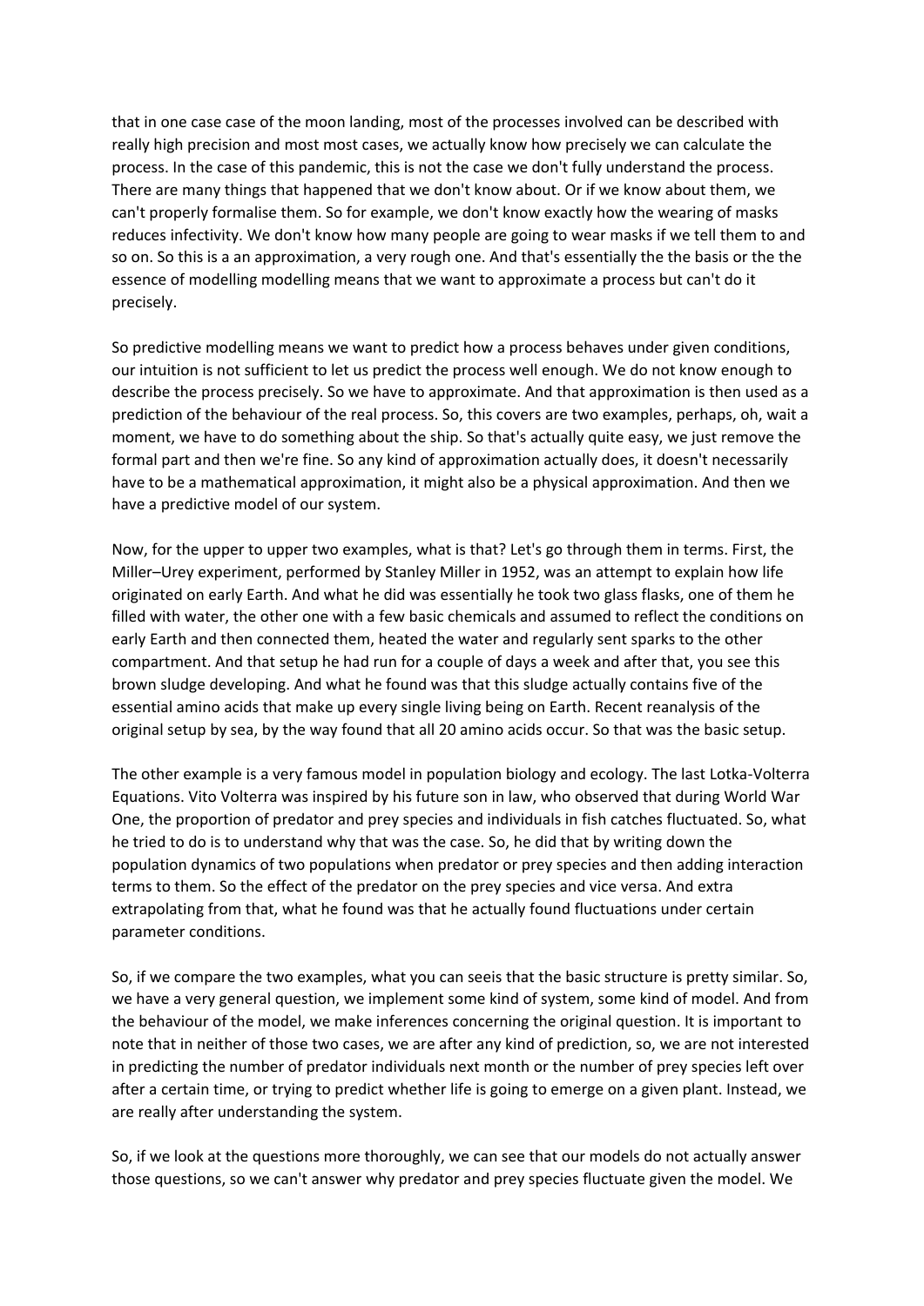that in one case case of the moon landing, most of the processes involved can be described with really high precision and most most cases, we actually know how precisely we can calculate the process. In the case of this pandemic, this is not the case we don't fully understand the process. There are many things that happened that we don't know about. Or if we know about them, we can't properly formalise them. So for example, we don't know exactly how the wearing of masks reduces infectivity. We don't know how many people are going to wear masks if we tell them to and so on. So this is a an approximation, a very rough one. And that's essentially the the basis or the the essence of modelling modelling means that we want to approximate a process but can't do it precisely.

So predictive modelling means we want to predict how a process behaves under given conditions, our intuition is not sufficient to let us predict the process well enough. We do not know enough to describe the process precisely. So we have to approximate. And that approximation is then used as a prediction of the behaviour of the real process. So, this covers are two examples, perhaps, oh, wait a moment, we have to do something about the ship. So that's actually quite easy, we just remove the formal part and then we're fine. So any kind of approximation actually does, it doesn't necessarily have to be a mathematical approximation, it might also be a physical approximation. And then we have a predictive model of our system.

Now, for the upper to upper two examples, what is that? Let's go through them in terms. First, the Miller–Urey experiment, performed by Stanley Miller in 1952, was an attempt to explain how life originated on early Earth. And what he did was essentially he took two glass flasks, one of them he filled with water, the other one with a few basic chemicals and assumed to reflect the conditions on early Earth and then connected them, heated the water and regularly sent sparks to the other compartment. And that setup he had run for a couple of days a week and after that, you see this brown sludge developing. And what he found was that this sludge actually contains five of the essential amino acids that make up every single living being on Earth. Recent reanalysis of the original setup by sea, by the way found that all 20 amino acids occur. So that was the basic setup.

The other example is a very famous model in population biology and ecology. The last Lotka-Volterra Equations. Vito Volterra was inspired by his future son in law, who observed that during World War One, the proportion of predator and prey species and individuals in fish catches fluctuated. So, what he tried to do is to understand why that was the case. So, he did that by writing down the population dynamics of two populations when predator or prey species and then adding interaction terms to them. So the effect of the predator on the prey species and vice versa. And extra extrapolating from that, what he found was that he actually found fluctuations under certain parameter conditions.

So, if we compare the two examples, what you can seeis that the basic structure is pretty similar. So, we have a very general question, we implement some kind of system, some kind of model. And from the behaviour of the model, we make inferences concerning the original question. It is important to note that in neither of those two cases, we are after any kind of prediction, so, we are not interested in predicting the number of predator individuals next month or the number of prey species left over after a certain time, or trying to predict whether life is going to emerge on a given plant. Instead, we are really after understanding the system.

So, if we look at the questions more thoroughly, we can see that our models do not actually answer those questions, so we can't answer why predator and prey species fluctuate given the model. We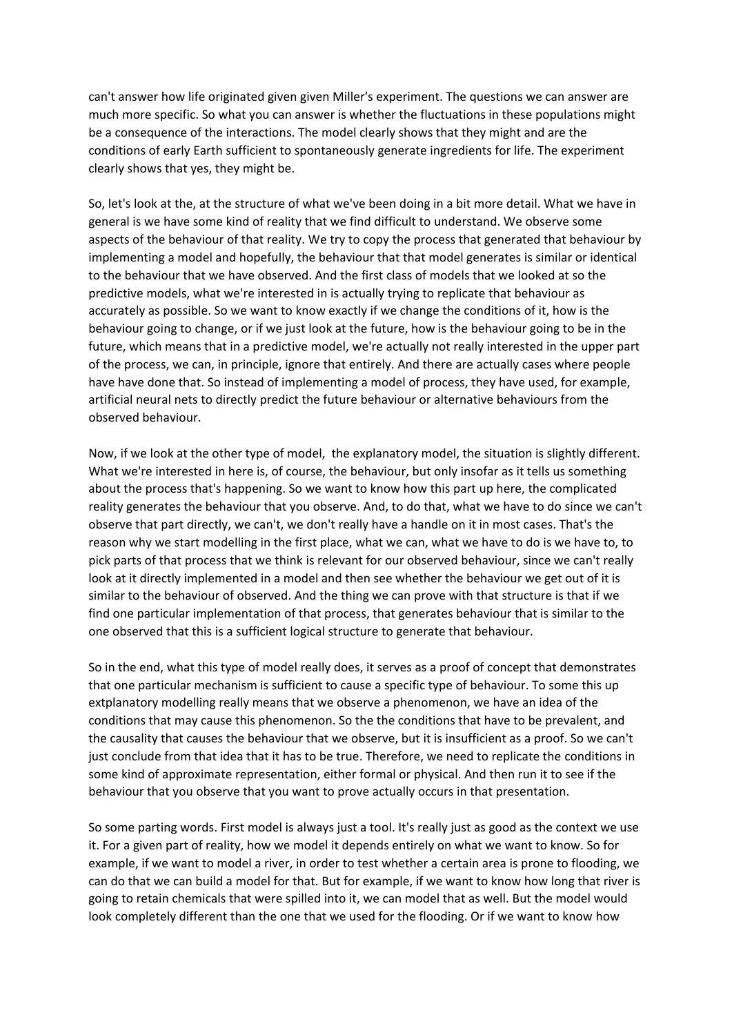can't answer how life originated given given Miller's experiment. The questions we can answer are much more specific. So what you can answer is whether the fluctuations in these populations might be a consequence of the interactions. The model clearly shows that they might and are the conditions of early Earth sufficient to spontaneously generate ingredients for life. The experiment clearly shows that yes, they might be.

So, let's look at the, at the structure of what we've been doing in a bit more detail. What we have in general is we have some kind of reality that we find difficult to understand. We observe some aspects of the behaviour of that reality. We try to copy the process that generated that behaviour by implementing a model and hopefully, the behaviour that that model generates is similar or identical to the behaviour that we have observed. And the first class of models that we looked at so the predictive models, what we're interested in is actually trying to replicate that behaviour as accurately as possible. So we want to know exactly if we change the conditions of it, how is the behaviour going to change, or if we just look at the future, how is the behaviour going to be in the future, which means that in a predictive model, we're actually not really interested in the upper part of the process, we can, in principle, ignore that entirely. And there are actually cases where people have have done that. So instead of implementing a model of process, they have used, for example, artificial neural nets to directly predict the future behaviour or alternative behaviours from the observed behaviour.

Now, if we look at the other type of model, the explanatory model, the situation is slightly different. What we're interested in here is, of course, the behaviour, but only insofar as it tells us something about the process that's happening. So we want to know how this part up here, the complicated reality generates the behaviour that you observe. And, to do that, what we have to do since we can't observe that part directly, we can't, we don't really have a handle on it in most cases. That's the reason why we start modelling in the first place, what we can, what we have to do is we have to, to pick parts of that process that we think is relevant for our observed behaviour, since we can't really look at it directly implemented in a model and then see whether the behaviour we get out of it is similar to the behaviour of observed. And the thing we can prove with that structure is that if we find one particular implementation of that process, that generates behaviour that is similar to the one observed that this is a sufficient logical structure to generate that behaviour.

So in the end, what this type of model really does, it serves as a proof of concept that demonstrates that one particular mechanism is sufficient to cause a specific type of behaviour. To some this up extplanatory modelling really means that we observe a phenomenon, we have an idea of the conditions that may cause this phenomenon. So the the conditions that have to be prevalent, and the causality that causes the behaviour that we observe, but it is insufficient as a proof. So we can't just conclude from that idea that it has to be true. Therefore, we need to replicate the conditions in some kind of approximate representation, either formal or physical. And then run it to see if the behaviour that you observe that you want to prove actually occurs in that presentation.

So some parting words. First model is always just a tool. It's really just as good as the context we use it. For a given part of reality, how we model it depends entirely on what we want to know. So for example, if we want to model a river, in order to test whether a certain area is prone to flooding, we can do that we can build a model for that. But for example, if we want to know how long that river is going to retain chemicals that were spilled into it, we can model that as well. But the model would look completely different than the one that we used for the flooding. Or if we want to know how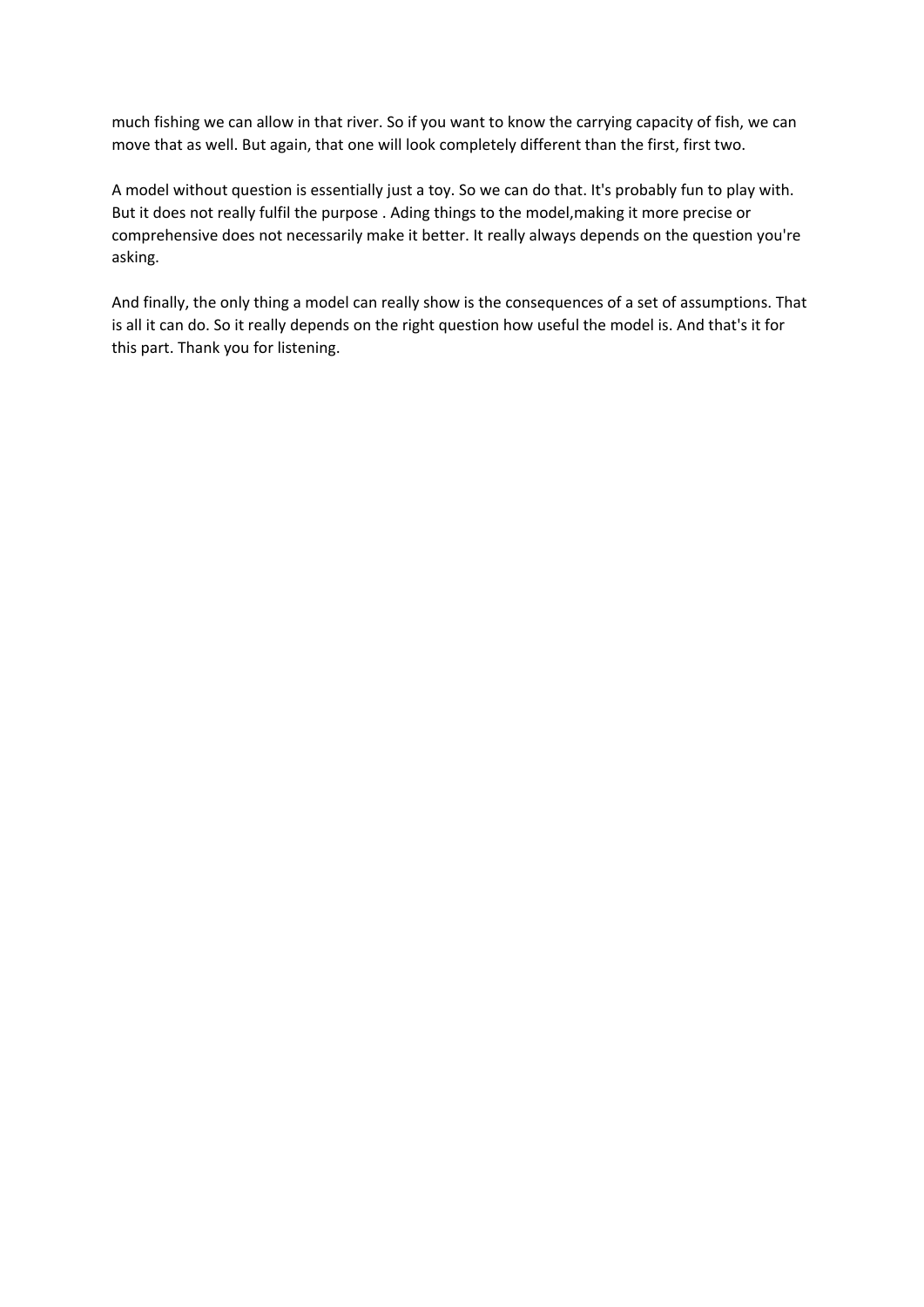much fishing we can allow in that river. So if you want to know the carrying capacity of fish, we can move that as well. But again, that one will look completely different than the first, first two.

A model without question is essentially just a toy. So we can do that. It's probably fun to play with. But it does not really fulfil the purpose . Ading things to the model,making it more precise or comprehensive does not necessarily make it better. It really always depends on the question you're asking.

And finally, the only thing a model can really show is the consequences of a set of assumptions. That is all it can do. So it really depends on the right question how useful the model is. And that's it for this part. Thank you for listening.